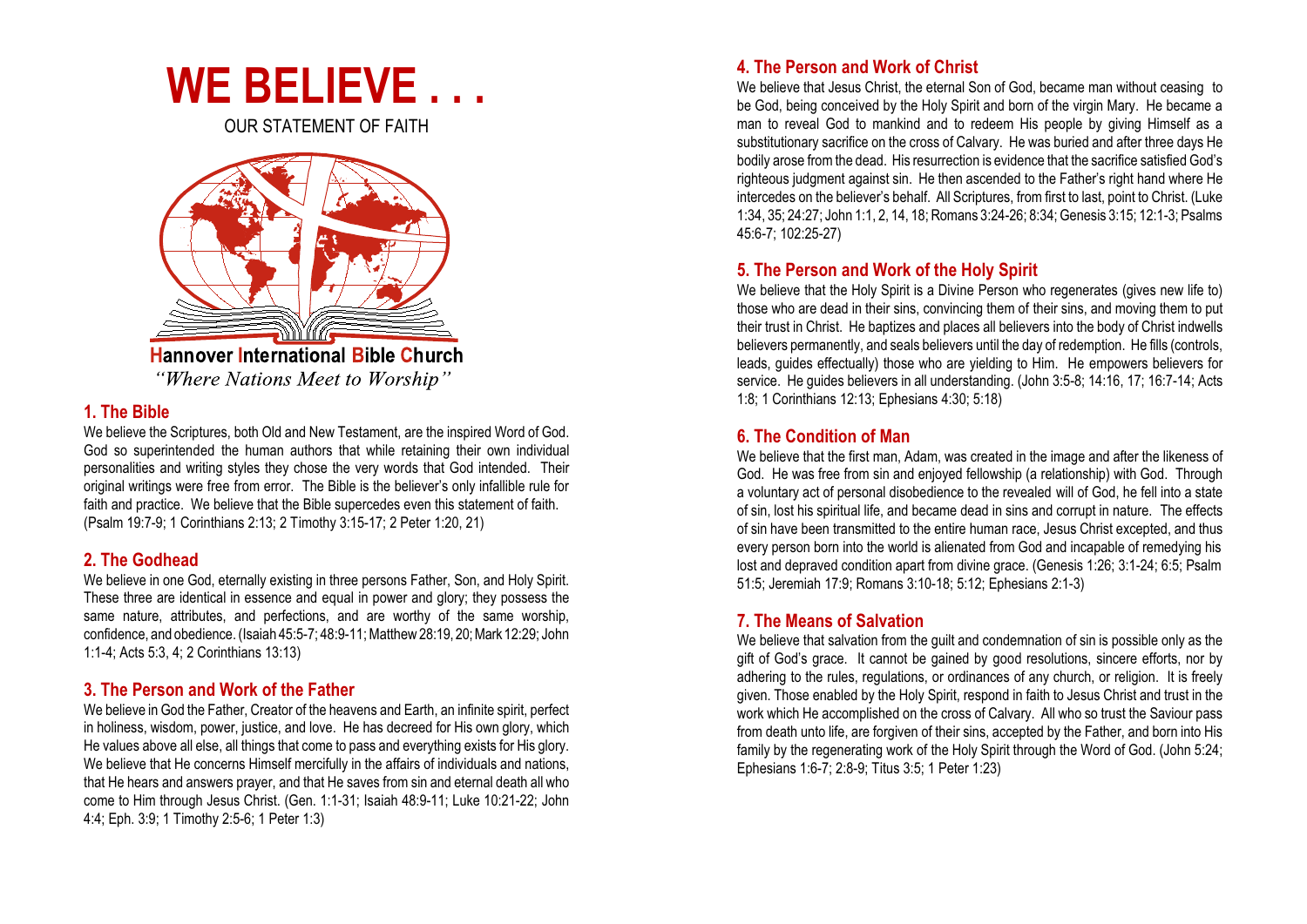# WE BELIEVE . . .

OUR STATEMENT OF FAITH

**Hannover International Bible Church**

*"Where Nations Meet to Worship"*

## 1. The Bible

We believe the Scriptures, both Old and New Testament, are the inspired Word of God. God so superintended the human authors that while retaining their own individual personalities and writing styles they chose the very words that God intended. Their original writings were free from error. The Bible is the believer's only infallible rule for faith and practice. We believe that the Bible supercedes even this statement of faith. (Psalm 19:7-9; 1 Corinthians 2:13; 2 Timothy 3:15-17; 2 Peter 1:20, 21)

## 2. The Godhead

We believe in one God, eternally existing in three persons Father, Son, and Holy Spirit. These three are identical in essence and equal in power and glory; they possess the same nature, attributes, and perfections, and are worthy of the same worship, confidence, and obedience. (Isaiah 45:5-7; 48:9-11; Matthew 28:19, 20; Mark 12:29; John 1:1-4; Acts 5:3, 4; 2 Corinthians 13:13)

## 3. The Person and Work of the Father

We believe in God the Father, Creator of the heavens and Earth, an infinite spirit, perfect in holiness, wisdom, power, justice, and love. He has decreed for His own glory, which He values above all else, all things that come to pass and everything exists for His glory. We believe that He concerns Himself mercifully in the affairs of individuals and nations, that He hears and answers prayer, and that He saves from sin and eternal death all who come to Him through Jesus Christ. (Gen. 1:1-31; Isaiah 48:9-11; Luke 10:21-22; John 4:4; Eph. 3:9; 1 Timothy 2:5-6; 1 Peter 1:3)

## 4. The Person and Work of Christ

We believe that Jesus Christ, the eternal Son of God, became man without ceasing to be God, being conceived by the Holy Spirit and born of the virgin Mary. He became a man to reveal God to mankind and to redeem His people by giving Himself as a substitutionary sacrifice on the cross of Calvary. He was buried and after three days He bodily arose from the dead. His resurrection is evidence that the sacrifice satisfied God's righteous judgment against sin. He then ascended to the Father's right hand where He intercedes on the believer's behalf. All Scriptures, from first to last, point to Christ. (Luke 1:34, 35; 24:27; John 1:1, 2, 14, 18; Romans 3:24-26; 8:34; Genesis 3:15; 12:1-3; Psalms 45:6-7; 102:25-27)

## 5. The Person and Work of the Holy Spirit

We believe that the Holy Spirit is a Divine Person who regenerates (gives new life to) those who are dead in their sins, convincing them of their sins, and moving them to put their trust in Christ. He baptizes and places all believers into the body of Christ indwells believers permanently, and seals believers until the day of redemption. He fills (controls, leads, guides effectually) those who are yielding to Him. He empowers believers for service. He guides believers in all understanding. (John 3:5-8; 14:16, 17; 16:7-14; Acts 1:8; 1 Corinthians 12:13; Ephesians 4:30; 5:18)

## 6. The Condition of Man

We believe that the first man, Adam, was created in the image and after the likeness of God. He was free from sin and enjoyed fellowship (a relationship) with God. Through a voluntary act of personal disobedience to the revealed will of God, he fell into a state of sin, lost his spiritual life, and became dead in sins and corrupt in nature. The effects of sin have been transmitted to the entire human race, Jesus Christ excepted, and thus every person born into the world is alienated from God and incapable of remedying his lost and depraved condition apart from divine grace. (Genesis 1:26; 3:1-24; 6:5; Psalm 51:5; Jeremiah 17:9; Romans 3:10-18; 5:12; Ephesians 2:1-3)

## 7. The Means of Salvation

We believe that salvation from the guilt and condemnation of sin is possible only as the gift of God's grace. It cannot be gained by good resolutions, sincere efforts, nor by adhering to the rules, regulations, or ordinances of any church, or religion. It is freely given. Those enabled by the Holy Spirit, respond in faith to Jesus Christ and trust in the work which He accomplished on the cross of Calvary. All who so trust the Saviour pass from death unto life, are forgiven of their sins, accepted by the Father, and born into His family by the regenerating work of the Holy Spirit through the Word of God. (John 5:24; Ephesians 1:6-7; 2:8-9; Titus 3:5; 1 Peter 1:23)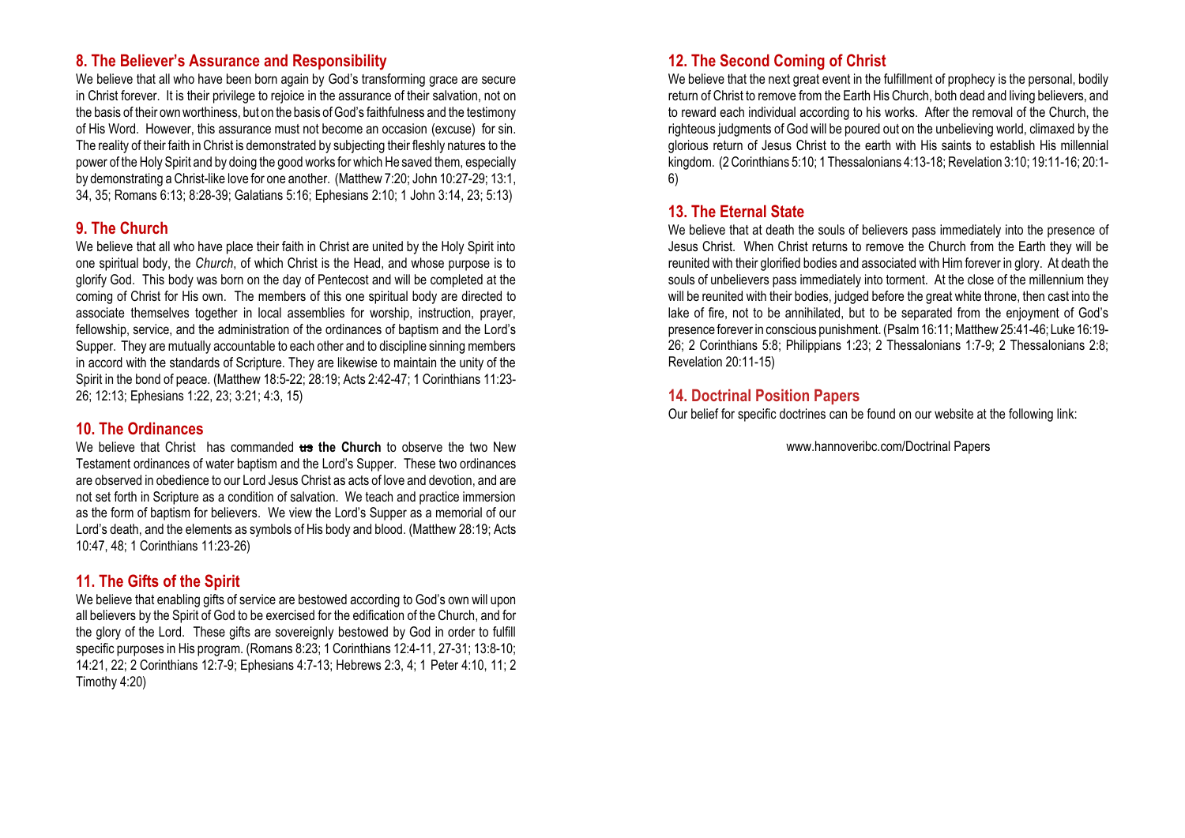## 8. The Believer's Assurance and Responsibility

We believe that all who have been born again by God's transforming grace are secure in Christ forever. It is their privilege to rejoice in the assurance of their salvation, not on the basis of their own worthiness, but on the basis of God's faithfulness and the testimony of His Word. However, this assurance must not become an occasion (excuse) for sin. The reality of their faith in Christ is demonstrated by subjecting their fleshly natures to the power of the Holy Spirit and by doing the good works for which He saved them, especially by demonstrating a Christ-like love for one another. (Matthew 7:20; John 10:27-29; 13:1, 34, 35; Romans 6:13; 8:28-39; Galatians 5:16; Ephesians 2:10; 1 John 3:14, 23; 5:13)

## 9. The Church

We believe that all who have place their faith in Christ are united by the Holy Spirit into one spiritual body, the *Church*, of which Christ is the Head, and whose purpose is to glorify God. This body was born on the day of Pentecost and will be completed at the coming of Christ for His own. The members of this one spiritual body are directed to associate themselves together in local assemblies for worship, instruction, prayer, fellowship, service, and the administration of the ordinances of baptism and the Lord's Supper. They are mutually accountable to each other and to discipline sinning members in accord with the standards of Scripture. They are likewise to maintain the unity of the Spirit in the bond of peace. (Matthew 18:5-22; 28:19; Acts 2:42-47; 1 Corinthians 11:23-26; 12:13; Ephesians 1:22, 23; 3:21; 4:3, 15)

## 10. The Ordinances

We believe that Christ has commanded ~~us~~ **the Church** to observe the two New Testament ordinances of water baptism and the Lord's Supper. These two ordinances are observed in obedience to our Lord Jesus Christ as acts of love and devotion, and are not set forth in Scripture as a condition of salvation. We teach and practice immersion as the form of baptism for believers. We view the Lord's Supper as a memorial of our Lord's death, and the elements as symbols of His body and blood. (Matthew 28:19; Acts 10:47, 48; 1 Corinthians 11:23-26)

## 11. The Gifts of the Spirit

We believe that enabling gifts of service are bestowed according to God's own will upon all believers by the Spirit of God to be exercised for the edification of the Church, and for the glory of the Lord. These gifts are sovereignly bestowed by God in order to fulfill specific purposes in His program. (Romans 8:23; 1 Corinthians 12:4-11, 27-31; 13:8-10; 14:21, 22; 2 Corinthians 12:7-9; Ephesians 4:7-13; Hebrews 2:3, 4; 1 Peter 4:10, 11; 2 Timothy 4:20)

## 12. The Second Coming of Christ

We believe that the next great event in the fulfillment of prophecy is the personal, bodily return of Christ to remove from the Earth His Church, both dead and living believers, and to reward each individual according to his works. After the removal of the Church, the righteous judgments of God will be poured out on the unbelieving world, climaxed by the glorious return of Jesus Christ to the earth with His saints to establish His millennial kingdom. (2 Corinthians 5:10; 1 Thessalonians 4:13-18; Revelation 3:10; 19:11-16; 20:1-6)

## 13. The Eternal State

We believe that at death the souls of believers pass immediately into the presence of Jesus Christ. When Christ returns to remove the Church from the Earth they will be reunited with their glorified bodies and associated with Him forever in glory. At death the souls of unbelievers pass immediately into torment. At the close of the millennium they will be reunited with their bodies, judged before the great white throne, then cast into the lake of fire, not to be annihilated, but to be separated from the enjoyment of God's presence forever in conscious punishment. (Psalm 16:11; Matthew 25:41-46; Luke 16:19-26; 2 Corinthians 5:8; Philippians 1:23; 2 Thessalonians 1:7-9; 2 Thessalonians 2:8; Revelation 20:11-15)

## 14. Doctrinal Position Papers

Our belief for specific doctrines can be found on our website at the following link:

www.hannoveribc.com/Doctrinal Papers